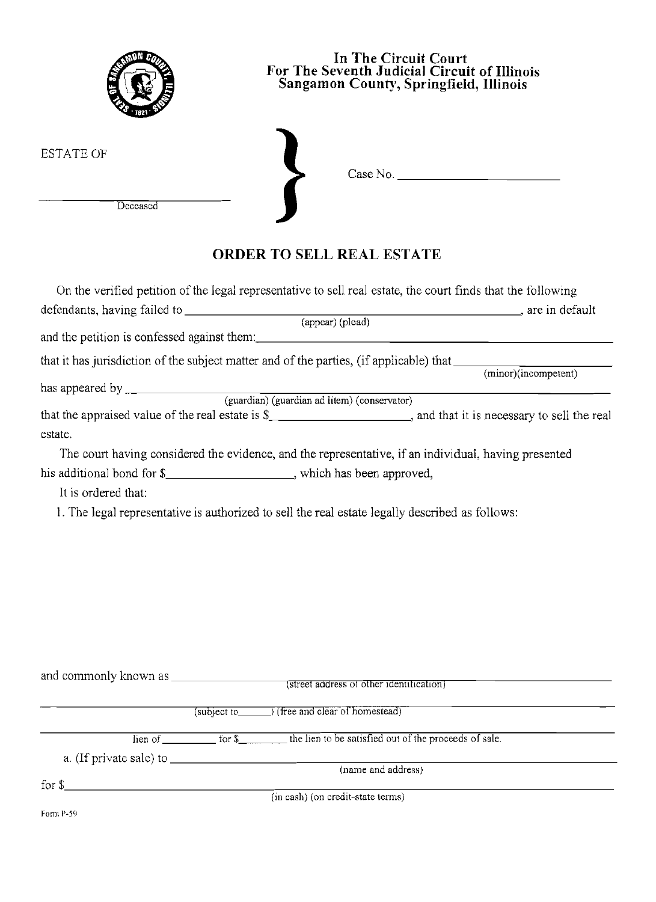In The Circuit Court
For The Seventh Judicial Circuit of Illinois
Sangamon County, Springfield, Illinois

ESTATE OF

______________________
Deceased

Case No. ______________________

# ORDER TO SELL REAL ESTATE

On the verified petition of the legal representative to sell real estate, the court finds that the following defendants, having failed to ______________________ (appear) (plead), are in default and the petition is confessed against them: ______________________

that it has jurisdiction of the subject matter and of the parties, (if applicable) that ______________________ (minor)(incompetent)

has appeared by ______________________ (guardian) (guardian ad litem) (conservator)

that the appraised value of the real estate is $______________________, and that it is necessary to sell the real estate.

The court having considered the evidence, and the representative, if an individual, having presented his additional bond for $____________________, which has been approved,

It is ordered that:

1. The legal representative is authorized to sell the real estate legally described as follows:

and commonly known as ______________________ (street address or other identification)

______________________ (subject to______) (free and clear of homestead) ______________________

______________________ lien of __________ for $__________ the lien to be satisfied out of the proceeds of sale.

a. (If private sale) to ______________________ (name and address)

for $______________________ (in cash) (on credit-state terms)

Form P-59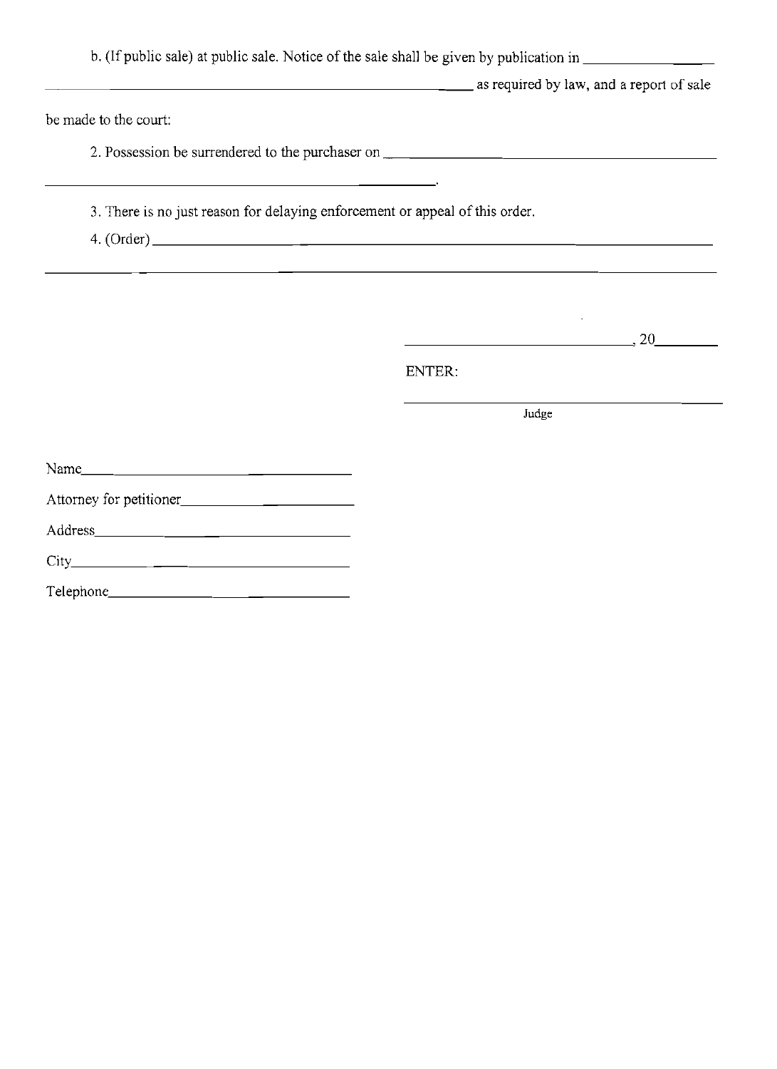b. (If public sale) at public sale. Notice of the sale shall be given by publication in ________________

________________________________________________________ as required by law, and a report of sale

be made to the court:

2. Possession be surrendered to the purchaser on ________________________________________________

________________________________________________.

3. There is no just reason for delaying enforcement or appeal of this order.

4. (Order) ______________________________________________________________________________

________________________________________________________________________________________

______________________________, 20________

ENTER:

________________________________________

Judge

Name________________________________

Attorney for petitioner________________________

Address______________________________

City________________________________

Telephone____________________________